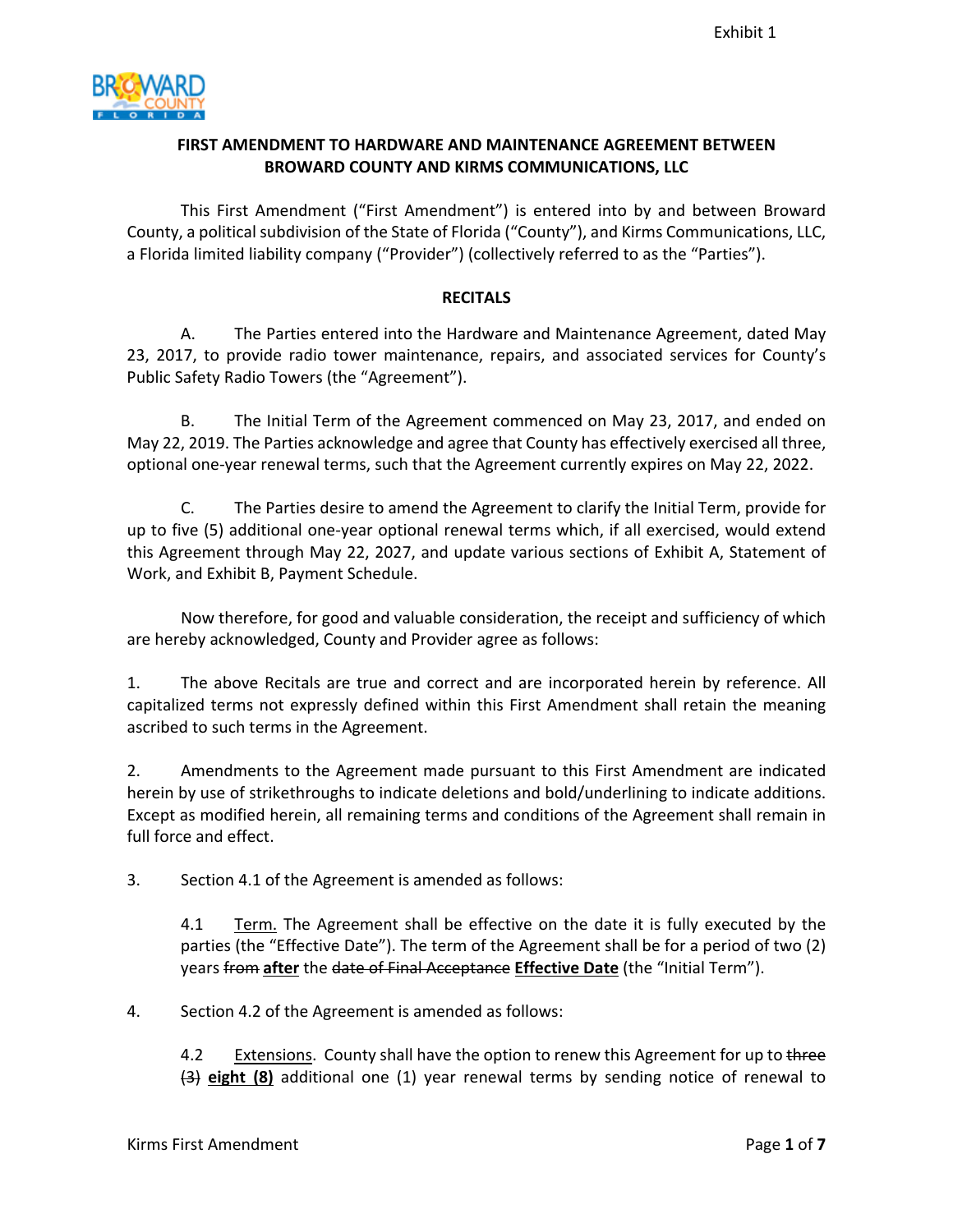Exhibit 1

**FIRST AMENDMENT TO HARDWARE AND MAINTENANCE AGREEMENT BETWEEN BROWARD COUNTY AND KIRMS COMMUNICATIONS, LLC**

This First Amendment ("First Amendment") is entered into by and between Broward County, a political subdivision of the State of Florida ("County"), and Kirms Communications, LLC, a Florida limited liability company ("Provider") (collectively referred to as the "Parties").

**RECITALS**

A. The Parties entered into the Hardware and Maintenance Agreement, dated May 23, 2017, to provide radio tower maintenance, repairs, and associated services for County's Public Safety Radio Towers (the "Agreement").

B. The Initial Term of the Agreement commenced on May 23, 2017, and ended on May 22, 2019. The Parties acknowledge and agree that County has effectively exercised all three, optional one-year renewal terms, such that the Agreement currently expires on May 22, 2022.

C. The Parties desire to amend the Agreement to clarify the Initial Term, provide for up to five (5) additional one-year optional renewal terms which, if all exercised, would extend this Agreement through May 22, 2027, and update various sections of Exhibit A, Statement of Work, and Exhibit B, Payment Schedule.

Now therefore, for good and valuable consideration, the receipt and sufficiency of which are hereby acknowledged, County and Provider agree as follows:

1. The above Recitals are true and correct and are incorporated herein by reference. All capitalized terms not expressly defined within this First Amendment shall retain the meaning ascribed to such terms in the Agreement.

2. Amendments to the Agreement made pursuant to this First Amendment are indicated herein by use of strikethroughs to indicate deletions and bold/underlining to indicate additions. Except as modified herein, all remaining terms and conditions of the Agreement shall remain in full force and effect.

3. Section 4.1 of the Agreement is amended as follows:

> 4.1 <u>Term.</u> The Agreement shall be effective on the date it is fully executed by the parties (the "Effective Date"). The term of the Agreement shall be for a period of two (2) years ~~from~~ **<u>after</u>** the ~~date of Final Acceptance~~ **<u>Effective Date</u>** (the "Initial Term").

4. Section 4.2 of the Agreement is amended as follows:

> 4.2 <u>Extensions</u>. County shall have the option to renew this Agreement for up to ~~three (3)~~ **<u>eight (8)</u>** additional one (1) year renewal terms by sending notice of renewal to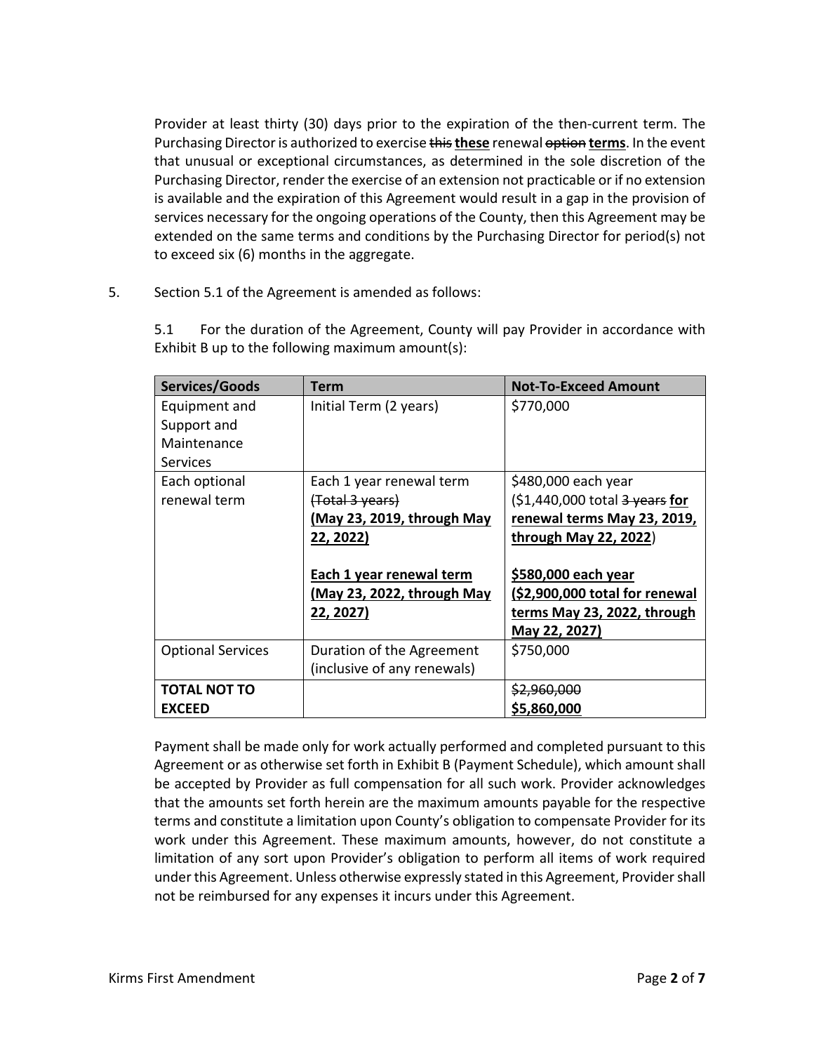Provider at least thirty (30) days prior to the expiration of the then-current term. The Purchasing Director is authorized to exercise ~~this~~ **these** renewal ~~option~~ **terms**. In the event that unusual or exceptional circumstances, as determined in the sole discretion of the Purchasing Director, render the exercise of an extension not practicable or if no extension is available and the expiration of this Agreement would result in a gap in the provision of services necessary for the ongoing operations of the County, then this Agreement may be extended on the same terms and conditions by the Purchasing Director for period(s) not to exceed six (6) months in the aggregate.

5. Section 5.1 of the Agreement is amended as follows:

5.1 For the duration of the Agreement, County will pay Provider in accordance with Exhibit B up to the following maximum amount(s):

| Services/Goods | Term | Not-To-Exceed Amount |
|---|---|---|
| Equipment and Support and Maintenance Services | Initial Term (2 years) | $770,000 |
| Each optional renewal term | Each 1 year renewal term ~~(Total 3 years)~~ **(May 23, 2019, through May 22, 2022)**<br><br>**Each 1 year renewal term (May 23, 2022, through May 22, 2027)** | $480,000 each year ($1,440,000 total ~~3 years~~ **for renewal terms May 23, 2019, through May 22, 2022**)<br><br>**$580,000 each year ($2,900,000 total for renewal terms May 23, 2022, through May 22, 2027)** |
| Optional Services | Duration of the Agreement (inclusive of any renewals) | $750,000 |
| **TOTAL NOT TO EXCEED** | | ~~$2,960,000~~ **$5,860,000** |

Payment shall be made only for work actually performed and completed pursuant to this Agreement or as otherwise set forth in Exhibit B (Payment Schedule), which amount shall be accepted by Provider as full compensation for all such work. Provider acknowledges that the amounts set forth herein are the maximum amounts payable for the respective terms and constitute a limitation upon County's obligation to compensate Provider for its work under this Agreement. These maximum amounts, however, do not constitute a limitation of any sort upon Provider's obligation to perform all items of work required under this Agreement. Unless otherwise expressly stated in this Agreement, Provider shall not be reimbursed for any expenses it incurs under this Agreement.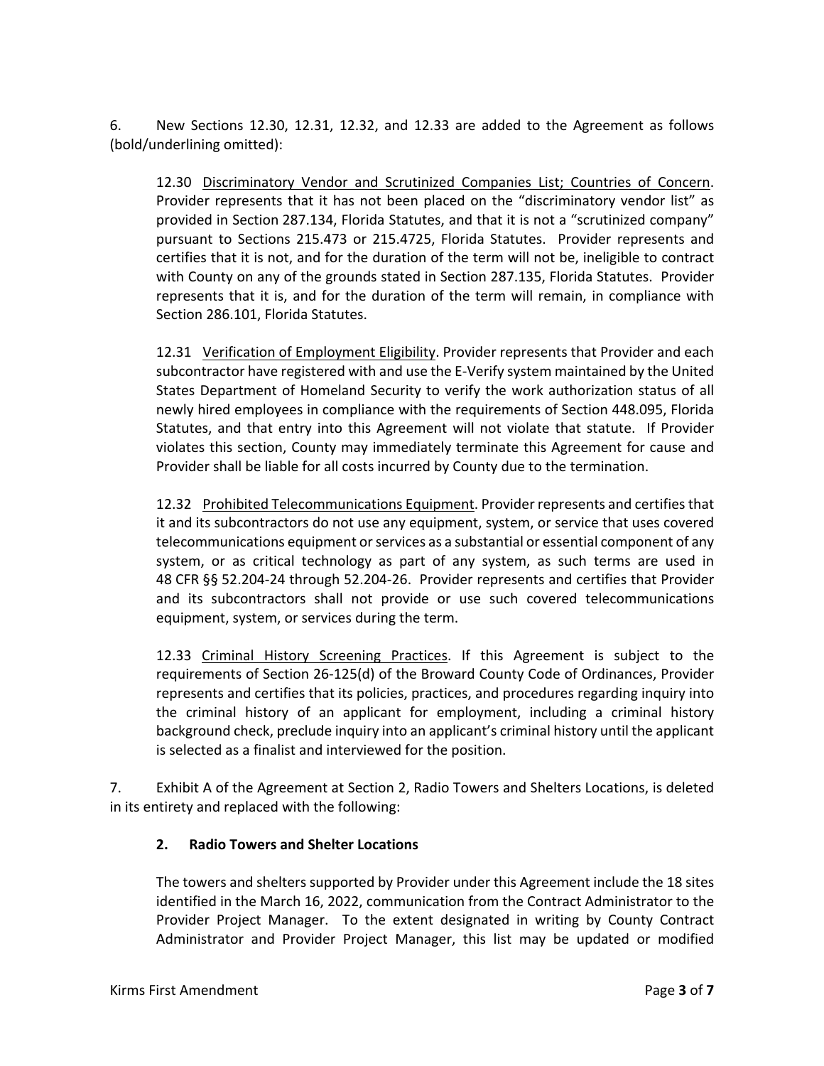6. New Sections 12.30, 12.31, 12.32, and 12.33 are added to the Agreement as follows (bold/underlining omitted):

12.30 Discriminatory Vendor and Scrutinized Companies List; Countries of Concern. Provider represents that it has not been placed on the "discriminatory vendor list" as provided in Section 287.134, Florida Statutes, and that it is not a "scrutinized company" pursuant to Sections 215.473 or 215.4725, Florida Statutes. Provider represents and certifies that it is not, and for the duration of the term will not be, ineligible to contract with County on any of the grounds stated in Section 287.135, Florida Statutes. Provider represents that it is, and for the duration of the term will remain, in compliance with Section 286.101, Florida Statutes.

12.31 Verification of Employment Eligibility. Provider represents that Provider and each subcontractor have registered with and use the E-Verify system maintained by the United States Department of Homeland Security to verify the work authorization status of all newly hired employees in compliance with the requirements of Section 448.095, Florida Statutes, and that entry into this Agreement will not violate that statute. If Provider violates this section, County may immediately terminate this Agreement for cause and Provider shall be liable for all costs incurred by County due to the termination.

12.32 Prohibited Telecommunications Equipment. Provider represents and certifies that it and its subcontractors do not use any equipment, system, or service that uses covered telecommunications equipment or services as a substantial or essential component of any system, or as critical technology as part of any system, as such terms are used in 48 CFR §§ 52.204-24 through 52.204-26. Provider represents and certifies that Provider and its subcontractors shall not provide or use such covered telecommunications equipment, system, or services during the term.

12.33 Criminal History Screening Practices. If this Agreement is subject to the requirements of Section 26-125(d) of the Broward County Code of Ordinances, Provider represents and certifies that its policies, practices, and procedures regarding inquiry into the criminal history of an applicant for employment, including a criminal history background check, preclude inquiry into an applicant's criminal history until the applicant is selected as a finalist and interviewed for the position.

7. Exhibit A of the Agreement at Section 2, Radio Towers and Shelters Locations, is deleted in its entirety and replaced with the following:

**2. Radio Towers and Shelter Locations**

The towers and shelters supported by Provider under this Agreement include the 18 sites identified in the March 16, 2022, communication from the Contract Administrator to the Provider Project Manager. To the extent designated in writing by County Contract Administrator and Provider Project Manager, this list may be updated or modified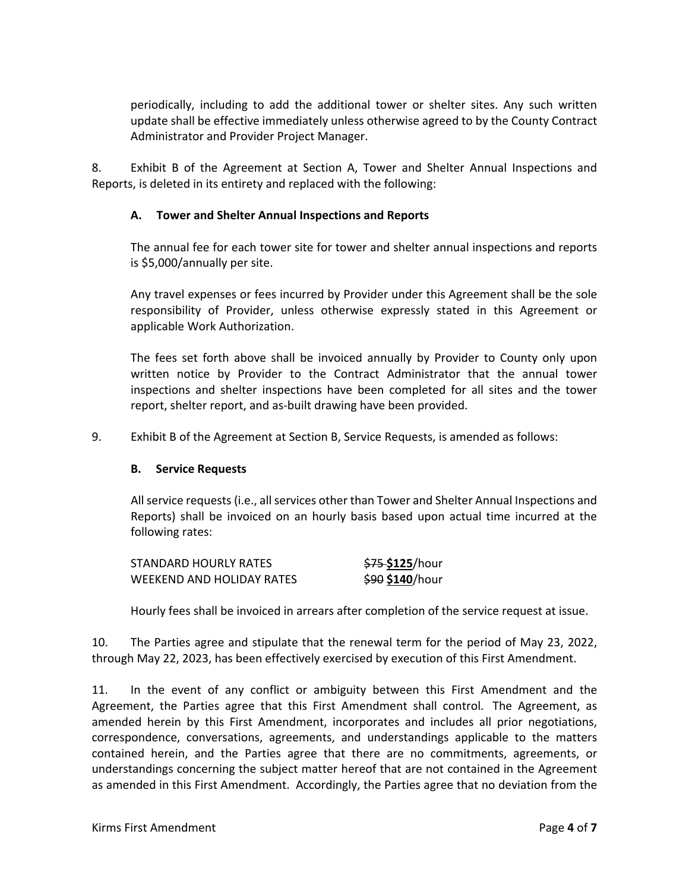periodically, including to add the additional tower or shelter sites. Any such written update shall be effective immediately unless otherwise agreed to by the County Contract Administrator and Provider Project Manager.

8. Exhibit B of the Agreement at Section A, Tower and Shelter Annual Inspections and Reports, is deleted in its entirety and replaced with the following:

**A. Tower and Shelter Annual Inspections and Reports**

The annual fee for each tower site for tower and shelter annual inspections and reports is $5,000/annually per site.

Any travel expenses or fees incurred by Provider under this Agreement shall be the sole responsibility of Provider, unless otherwise expressly stated in this Agreement or applicable Work Authorization.

The fees set forth above shall be invoiced annually by Provider to County only upon written notice by Provider to the Contract Administrator that the annual tower inspections and shelter inspections have been completed for all sites and the tower report, shelter report, and as-built drawing have been provided.

9. Exhibit B of the Agreement at Section B, Service Requests, is amended as follows:

**B. Service Requests**

All service requests (i.e., all services other than Tower and Shelter Annual Inspections and Reports) shall be invoiced on an hourly basis based upon actual time incurred at the following rates:

| | |
|---|---|
| STANDARD HOURLY RATES | ~~$75~~ **<u>$125</u>**/hour |
| WEEKEND AND HOLIDAY RATES | ~~$90~~ **<u>$140</u>**/hour |

Hourly fees shall be invoiced in arrears after completion of the service request at issue.

10. The Parties agree and stipulate that the renewal term for the period of May 23, 2022, through May 22, 2023, has been effectively exercised by execution of this First Amendment.

11. In the event of any conflict or ambiguity between this First Amendment and the Agreement, the Parties agree that this First Amendment shall control. The Agreement, as amended herein by this First Amendment, incorporates and includes all prior negotiations, correspondence, conversations, agreements, and understandings applicable to the matters contained herein, and the Parties agree that there are no commitments, agreements, or understandings concerning the subject matter hereof that are not contained in the Agreement as amended in this First Amendment. Accordingly, the Parties agree that no deviation from the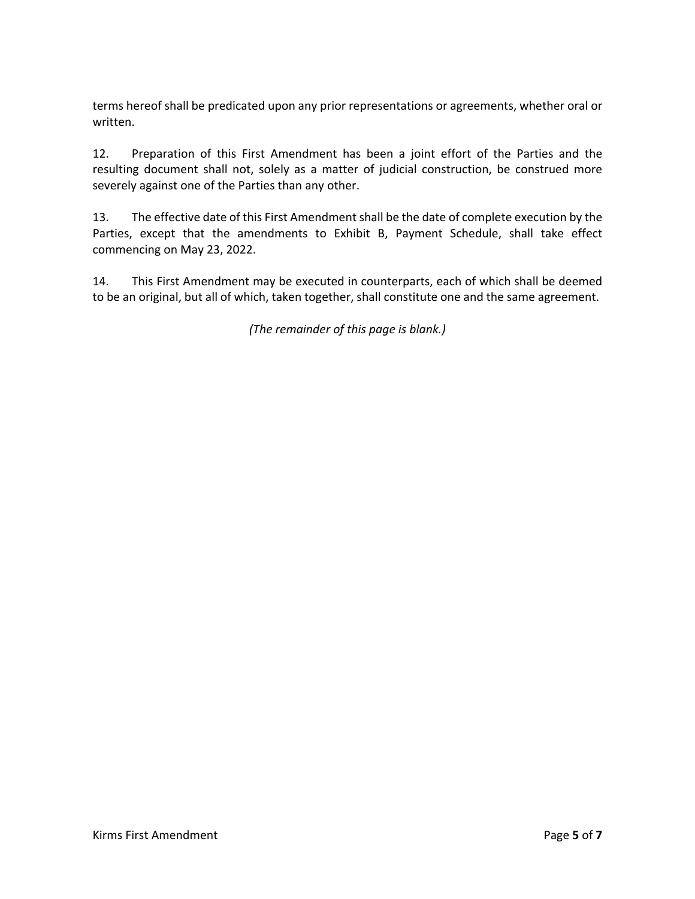terms hereof shall be predicated upon any prior representations or agreements, whether oral or written.

12. Preparation of this First Amendment has been a joint effort of the Parties and the resulting document shall not, solely as a matter of judicial construction, be construed more severely against one of the Parties than any other.

13. The effective date of this First Amendment shall be the date of complete execution by the Parties, except that the amendments to Exhibit B, Payment Schedule, shall take effect commencing on May 23, 2022.

14. This First Amendment may be executed in counterparts, each of which shall be deemed to be an original, but all of which, taken together, shall constitute one and the same agreement.

*(The remainder of this page is blank.)*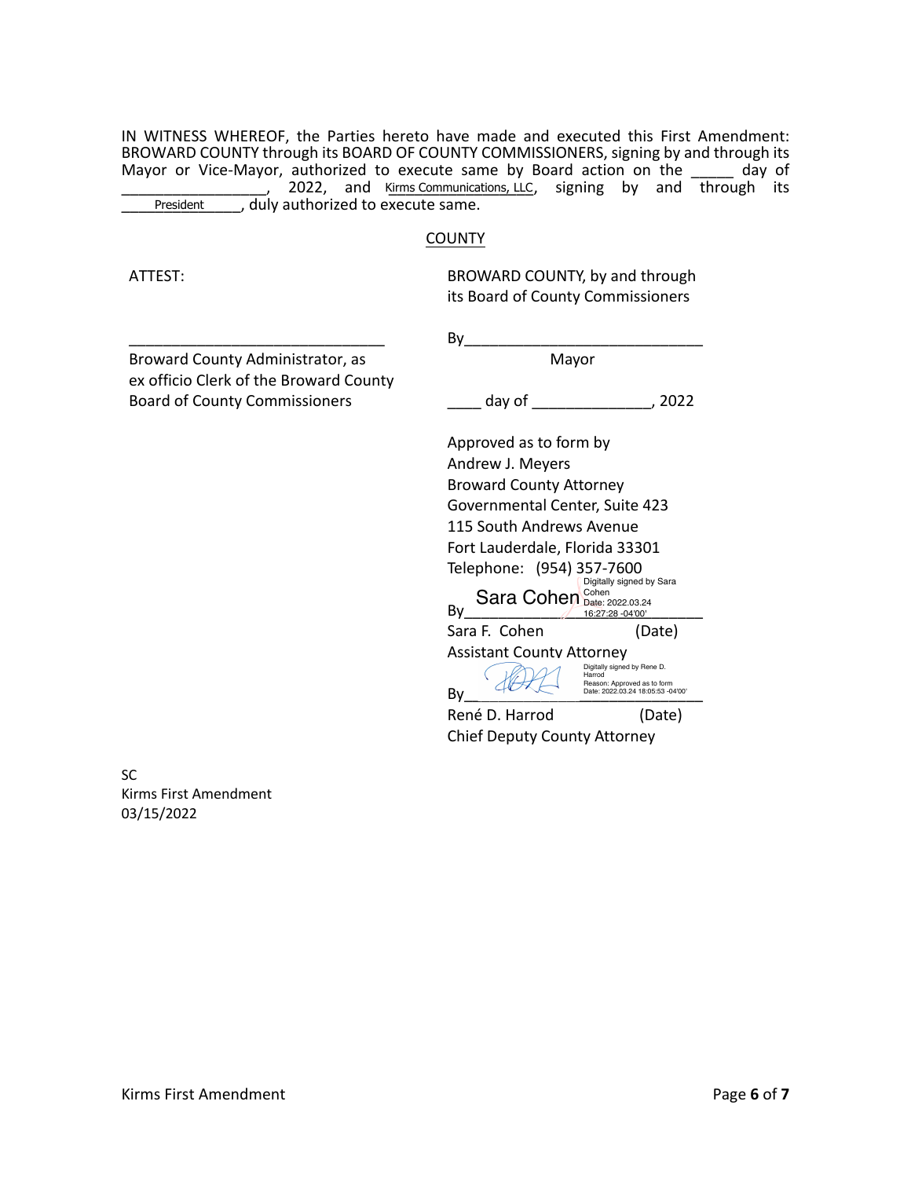IN WITNESS WHEREOF, the Parties hereto have made and executed this First Amendment: BROWARD COUNTY through its BOARD OF COUNTY COMMISSIONERS, signing by and through its Mayor or Vice-Mayor, authorized to execute same by Board action on the _____ day of _________________, 2022, and Kirms Communications, LLC, signing by and through its President, duly authorized to execute same.

COUNTY

ATTEST:

_______________________________
Broward County Administrator, as ex officio Clerk of the Broward County Board of County Commissioners

BROWARD COUNTY, by and through its Board of County Commissioners

By_____________________________
Mayor

____ day of ______________, 2022

Approved as to form by
Andrew J. Meyers
Broward County Attorney
Governmental Center, Suite 423
115 South Andrews Avenue
Fort Lauderdale, Florida 33301
Telephone: (954) 357-7600

By Sara Cohen — Digitally signed by Sara Cohen Date: 2022.03.24 16:27:28 -04'00'
Sara F. Cohen (Date)
Assistant County Attorney

By _____ — Digitally signed by Rene D. Harrod Reason: Approved as to form Date: 2022.03.24 18:05:53 -04'00'
René D. Harrod (Date)
Chief Deputy County Attorney

SC
Kirms First Amendment
03/15/2022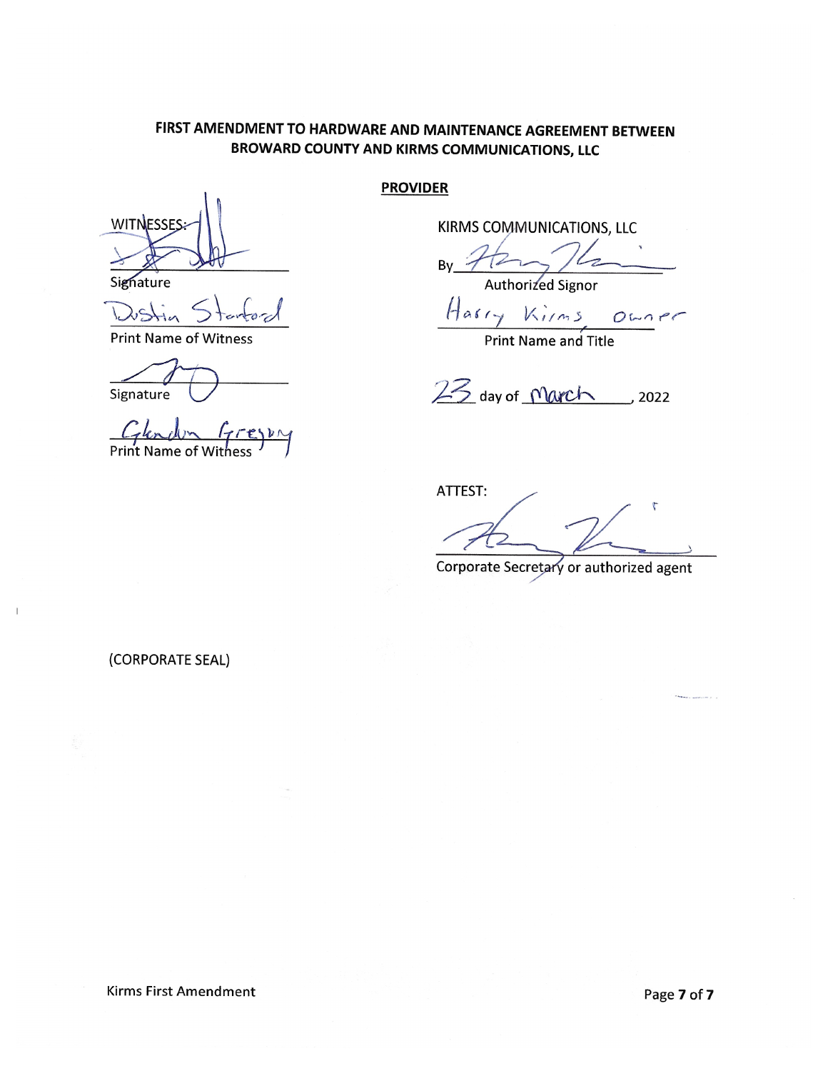**FIRST AMENDMENT TO HARDWARE AND MAINTENANCE AGREEMENT BETWEEN BROWARD COUNTY AND KIRMS COMMUNICATIONS, LLC**

**PROVIDER**

WITNESSES:

_______________________
Signature

Dustin Stanford
Print Name of Witness

_______________________
Signature

Glendon Gregory
Print Name of Witness

KIRMS COMMUNICATIONS, LLC

By_______________________
Authorized Signor

Harry Kirms, Owner
Print Name and Title

23 day of March, 2022

ATTEST:

_______________________
Corporate Secretary or authorized agent

(CORPORATE SEAL)